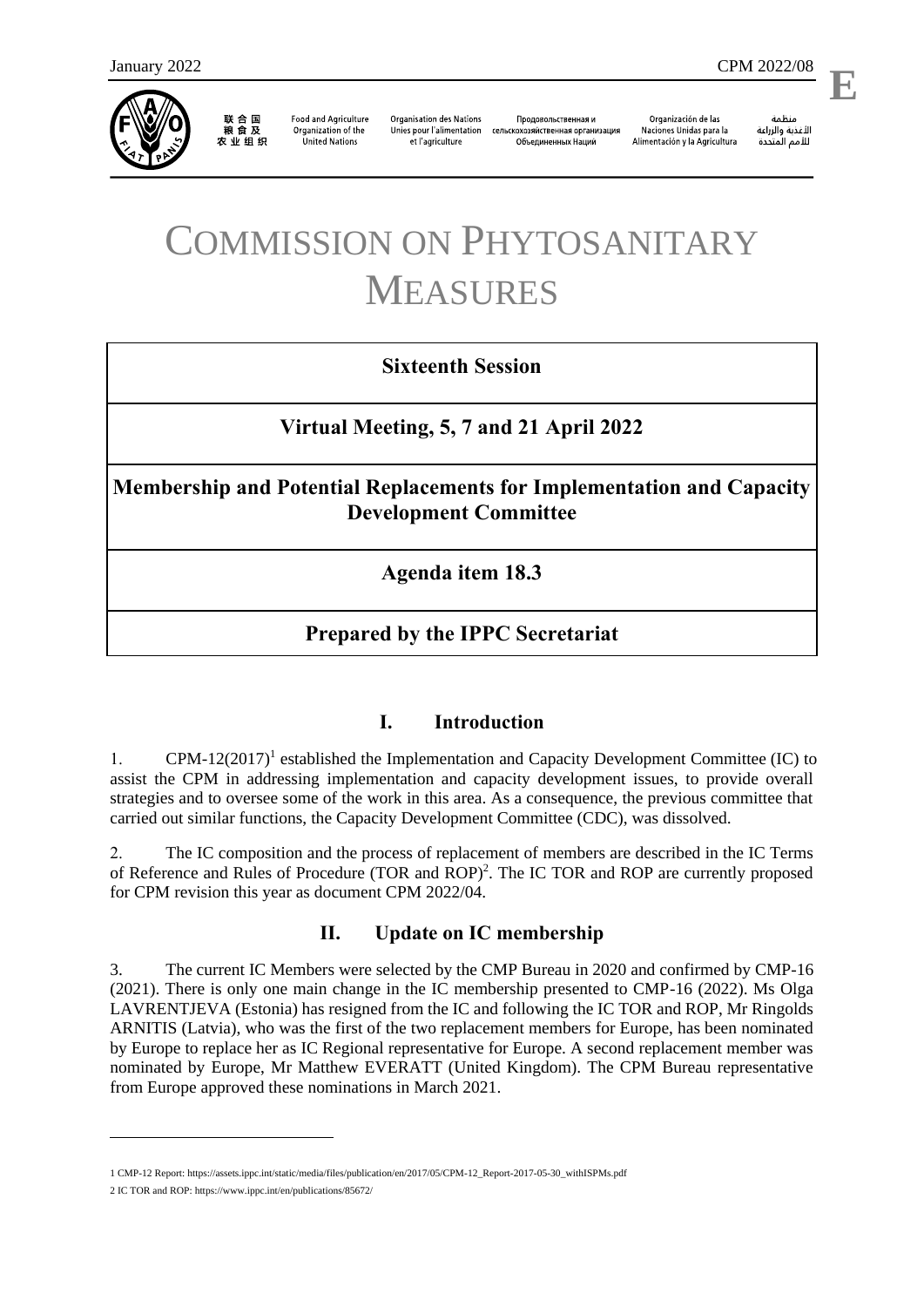January 2022 CPM 2022/08

**E**

联合国粮食及农业组织 | Food and Agriculture Organization of the United Nations | Organisation des Nations Unies pour l'alimentation et l'agriculture | Продовольственная и сельскохозяйственная организация Объединенных Наций | Organización de las Naciones Unidas para la Alimentación y la Agricultura | منظمة الأغذية والزراعة للأمم المتحدة

# COMMISSION ON PHYTOSANITARY MEASURES

## Sixteenth Session

## Virtual Meeting, 5, 7 and 21 April 2022

## Membership and Potential Replacements for Implementation and Capacity Development Committee

## Agenda item 18.3

## Prepared by the IPPC Secretariat

## I. Introduction

1. CPM-12(2017)[1] established the Implementation and Capacity Development Committee (IC) to assist the CPM in addressing implementation and capacity development issues, to provide overall strategies and to oversee some of the work in this area. As a consequence, the previous committee that carried out similar functions, the Capacity Development Committee (CDC), was dissolved.

2. The IC composition and the process of replacement of members are described in the IC Terms of Reference and Rules of Procedure (TOR and ROP)[2]. The IC TOR and ROP are currently proposed for CPM revision this year as document CPM 2022/04.

## II. Update on IC membership

3. The current IC Members were selected by the CMP Bureau in 2020 and confirmed by CMP-16 (2021). There is only one main change in the IC membership presented to CMP-16 (2022). Ms Olga LAVRENTJEVA (Estonia) has resigned from the IC and following the IC TOR and ROP, Mr Ringolds ARNITIS (Latvia), who was the first of the two replacement members for Europe, has been nominated by Europe to replace her as IC Regional representative for Europe. A second replacement member was nominated by Europe, Mr Matthew EVERATT (United Kingdom). The CPM Bureau representative from Europe approved these nominations in March 2021.

---

1 CMP-12 Report: https://assets.ippc.int/static/media/files/publication/en/2017/05/CPM-12_Report-2017-05-30_withISPMs.pdf

2 IC TOR and ROP: https://www.ippc.int/en/publications/85672/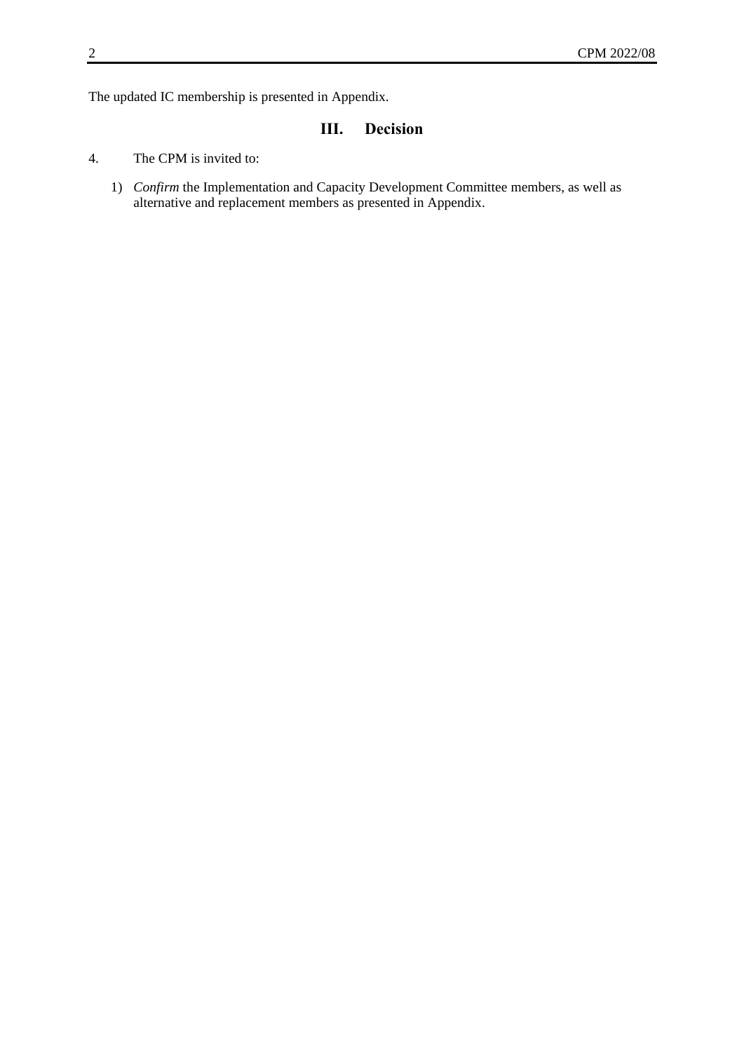The updated IC membership is presented in Appendix.

## III. Decision

4. The CPM is invited to:

   1) *Confirm* the Implementation and Capacity Development Committee members, as well as alternative and replacement members as presented in Appendix.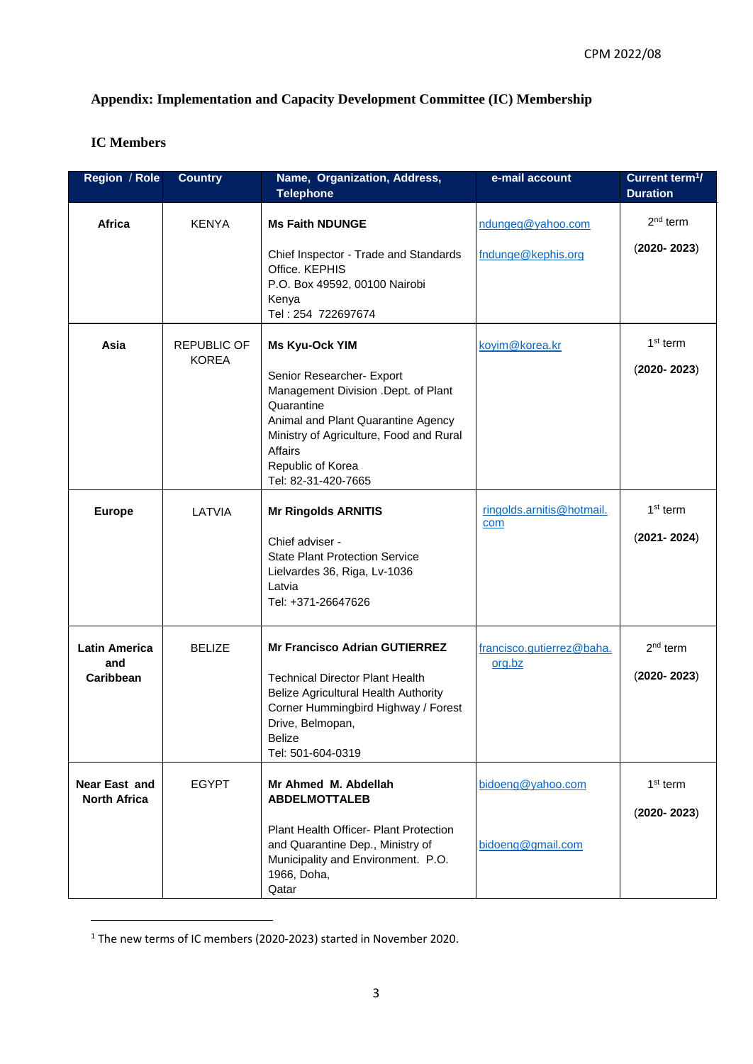## Appendix: Implementation and Capacity Development Committee (IC) Membership

### IC Members

| Region / Role | Country | Name, Organization, Address, Telephone | e-mail account | Current term[1]/ Duration |
|---|---|---|---|---|
| **Africa** | KENYA | **Ms Faith NDUNGE**<br><br>Chief Inspector - Trade and Standards Office. KEPHIS<br>P.O. Box 49592, 00100 Nairobi<br>Kenya<br>Tel : 254 722697674 | ndungeq@yahoo.com<br><br>fndunge@kephis.org | 2nd term<br><br>(**2020- 2023**) |
| **Asia** | REPUBLIC OF KOREA | **Ms Kyu-Ock YIM**<br><br>Senior Researcher- Export Management Division .Dept. of Plant Quarantine<br>Animal and Plant Quarantine Agency<br>Ministry of Agriculture, Food and Rural Affairs<br>Republic of Korea<br>Tel: 82-31-420-7665 | koyim@korea.kr | 1st term<br><br>(**2020- 2023**) |
| **Europe** | LATVIA | **Mr Ringolds ARNITIS**<br><br>Chief adviser -<br>State Plant Protection Service<br>Lielvardes 36, Riga, Lv-1036<br>Latvia<br>Tel: +371-26647626 | ringolds.arnitis@hotmail.com | 1st term<br><br>(**2021- 2024**) |
| **Latin America and Caribbean** | BELIZE | **Mr Francisco Adrian GUTIERREZ**<br><br>Technical Director Plant Health<br>Belize Agricultural Health Authority<br>Corner Hummingbird Highway / Forest Drive, Belmopan,<br>Belize<br>Tel: 501-604-0319 | francisco.gutierrez@baha.org.bz | 2nd term<br><br>(**2020- 2023**) |
| **Near East and North Africa** | EGYPT | **Mr Ahmed M. Abdellah ABDELMOTTALEB**<br><br>Plant Health Officer- Plant Protection and Quarantine Dep., Ministry of Municipality and Environment. P.O. 1966, Doha,<br>Qatar | bidoeng@yahoo.com<br><br>bidoeng@gmail.com | 1st term<br><br>(**2020- 2023**) |

[1] The new terms of IC members (2020-2023) started in November 2020.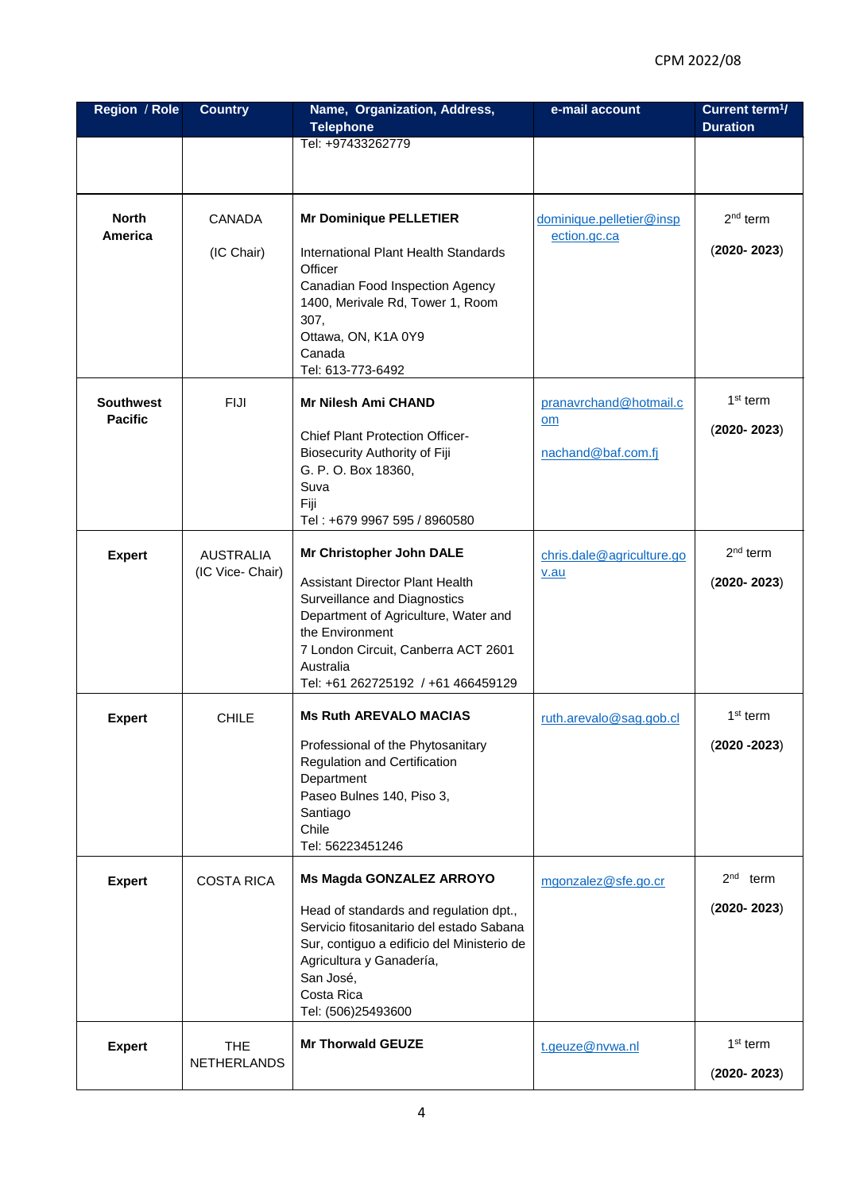| Region / Role | Country | Name, Organization, Address, Telephone | e-mail account | Current term[1]/ Duration |
|---|---|---|---|---|
| | | Tel: +97433262779 | | |
| **North America** | CANADA<br><br>(IC Chair) | **Mr Dominique PELLETIER**<br><br>International Plant Health Standards Officer<br>Canadian Food Inspection Agency<br>1400, Merivale Rd, Tower 1, Room 307,<br>Ottawa, ON, K1A 0Y9<br>Canada<br>Tel: 613-773-6492 | dominique.pelletier@inspection.gc.ca | 2nd term<br><br>**(2020- 2023)** |
| **Southwest Pacific** | FIJI | **Mr Nilesh Ami CHAND**<br><br>Chief Plant Protection Officer-<br>Biosecurity Authority of Fiji<br>G. P. O. Box 18360,<br>Suva<br>Fiji<br>Tel : +679 9967 595 / 8960580 | pranavrchand@hotmail.com<br><br>nachand@baf.com.fj | 1st term<br><br>**(2020- 2023)** |
| **Expert** | AUSTRALIA<br>(IC Vice- Chair) | **Mr Christopher John DALE**<br><br>Assistant Director Plant Health Surveillance and Diagnostics<br>Department of Agriculture, Water and the Environment<br>7 London Circuit, Canberra ACT 2601<br>Australia<br>Tel: +61 262725192 / +61 466459129 | chris.dale@agriculture.gov.au | 2nd term<br><br>**(2020- 2023)** |
| **Expert** | CHILE | **Ms Ruth AREVALO MACIAS**<br><br>Professional of the Phytosanitary Regulation and Certification Department<br>Paseo Bulnes 140, Piso 3,<br>Santiago<br>Chile<br>Tel: 56223451246 | ruth.arevalo@sag.gob.cl | 1st term<br><br>**(2020 -2023)** |
| **Expert** | COSTA RICA | **Ms Magda GONZALEZ ARROYO**<br><br>Head of standards and regulation dpt.,<br>Servicio fitosanitario del estado Sabana Sur, contiguo a edificio del Ministerio de Agricultura y Ganadería,<br>San José,<br>Costa Rica<br>Tel: (506)25493600 | mgonzalez@sfe.go.cr | 2nd term<br><br>**(2020- 2023)** |
| **Expert** | THE NETHERLANDS | **Mr Thorwald GEUZE** | t.geuze@nvwa.nl | 1st term<br><br>**(2020- 2023)** |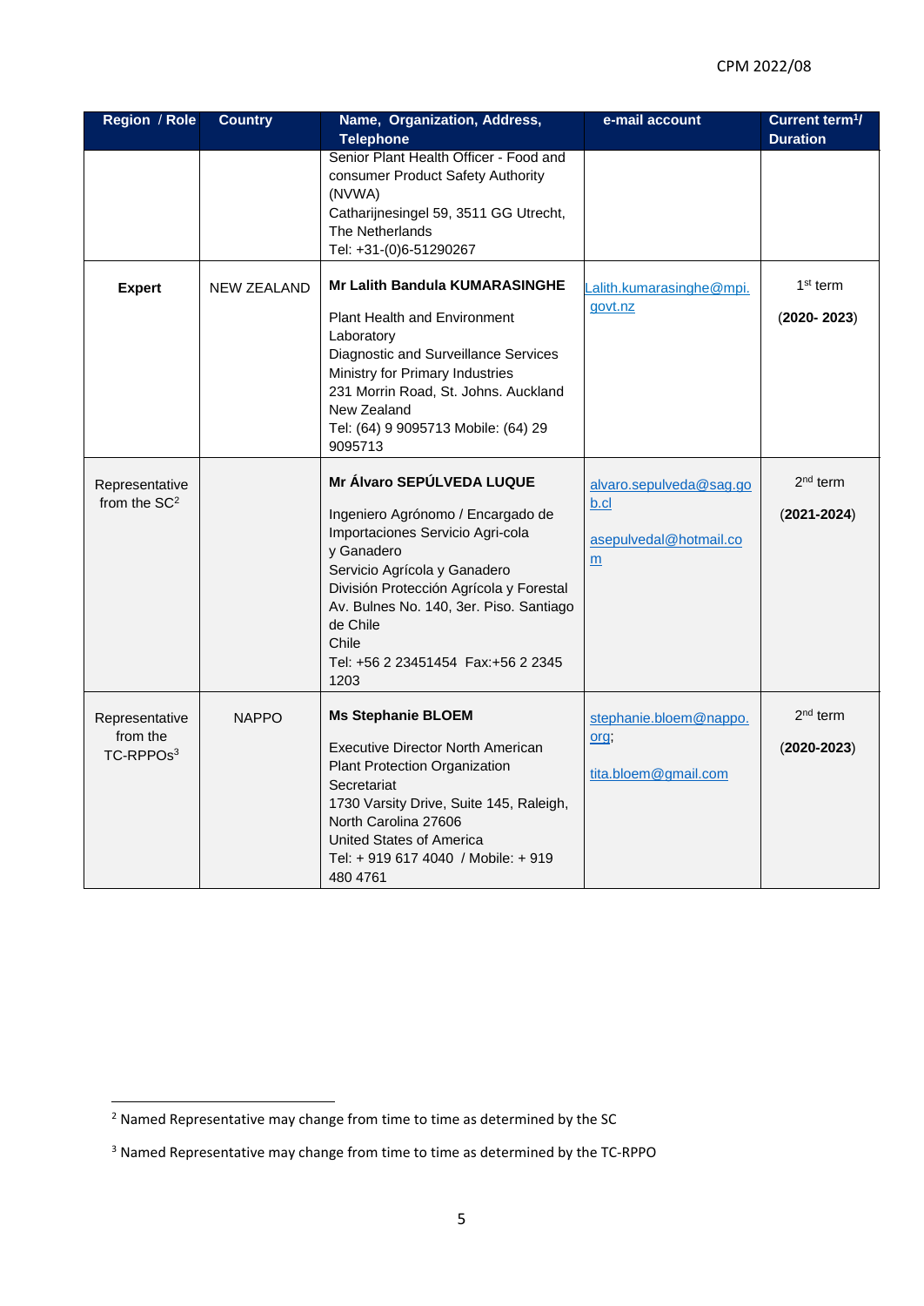| Region / Role | Country | Name, Organization, Address, Telephone | e-mail account | Current term[1]/ Duration |
|---|---|---|---|---|
| | | Senior Plant Health Officer - Food and consumer Product Safety Authority (NVWA)<br>Catharijnesingel 59, 3511 GG Utrecht, The Netherlands<br>Tel: +31-(0)6-51290267 | | |
| **Expert** | NEW ZEALAND | **Mr Lalith Bandula KUMARASINGHE**<br><br>Plant Health and Environment Laboratory<br>Diagnostic and Surveillance Services<br>Ministry for Primary Industries<br>231 Morrin Road, St. Johns. Auckland<br>New Zealand<br>Tel: (64) 9 9095713 Mobile: (64) 29 9095713 | Lalith.kumarasinghe@mpi.govt.nz | 1st term<br><br>(**2020- 2023**) |
| Representative from the SC[2] | | **Mr Álvaro SEPÚLVEDA LUQUE**<br><br>Ingeniero Agrónomo / Encargado de Importaciones Servicio Agri-cola y Ganadero<br>Servicio Agrícola y Ganadero<br>División Protección Agrícola y Forestal<br>Av. Bulnes No. 140, 3er. Piso. Santiago de Chile<br>Chile<br>Tel: +56 2 23451454 Fax:+56 2 2345 1203 | alvaro.sepulveda@sag.gob.cl<br><br>asepulvedal@hotmail.com | 2nd term<br><br>(**2021-2024**) |
| Representative from the TC-RPPOs[3] | NAPPO | **Ms Stephanie BLOEM**<br><br>Executive Director North American Plant Protection Organization Secretariat<br>1730 Varsity Drive, Suite 145, Raleigh, North Carolina 27606<br>United States of America<br>Tel: + 919 617 4040 / Mobile: + 919 480 4761 | stephanie.bloem@nappo.org;<br><br>tita.bloem@gmail.com | 2nd term<br><br>(**2020-2023**) |

[2] Named Representative may change from time to time as determined by the SC

[3] Named Representative may change from time to time as determined by the TC-RPPO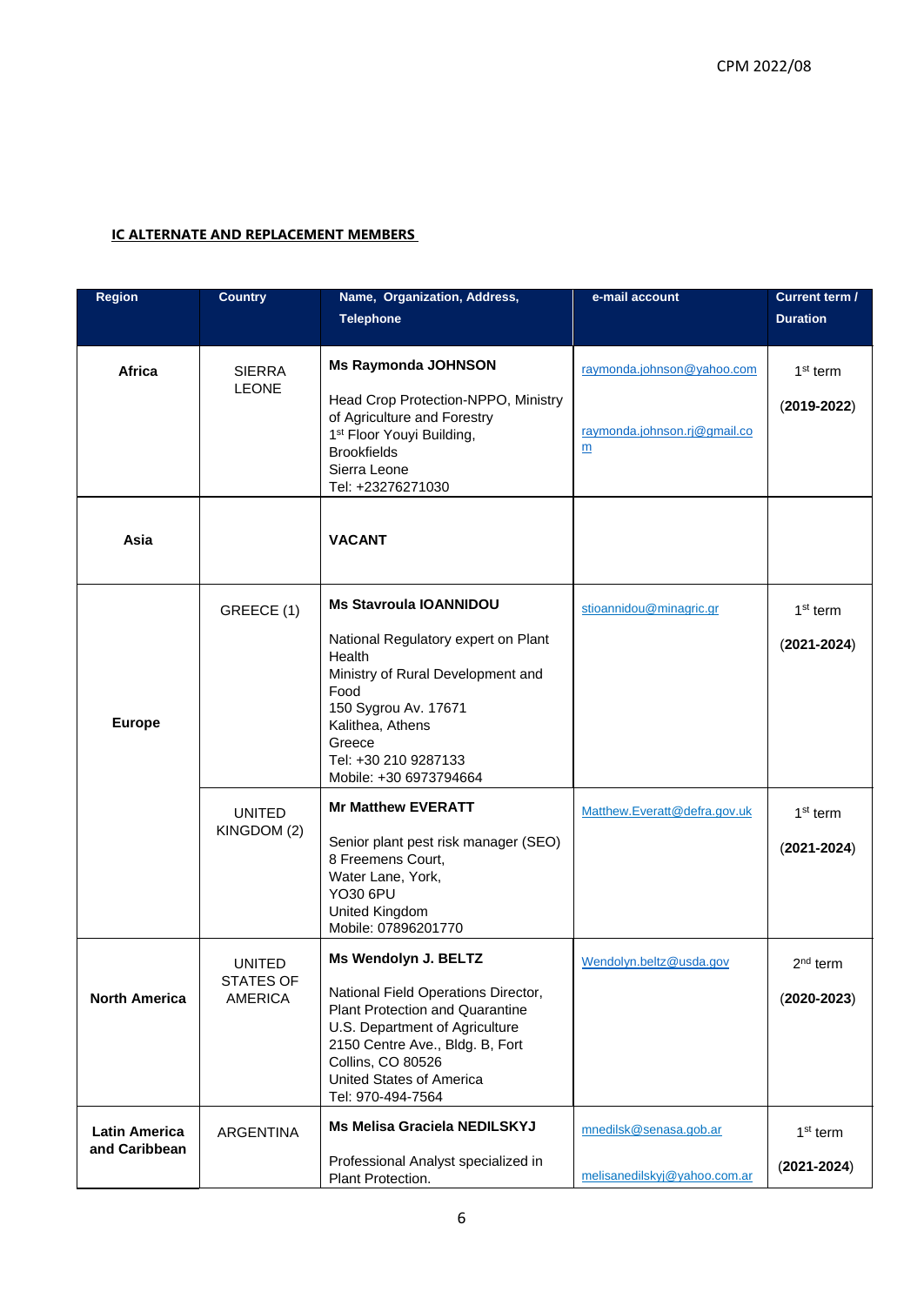**IC ALTERNATE AND REPLACEMENT MEMBERS**

| Region | Country | Name, Organization, Address, Telephone | e-mail account | Current term / Duration |
|---|---|---|---|---|
| **Africa** | SIERRA LEONE | **Ms Raymonda JOHNSON**<br><br>Head Crop Protection-NPPO, Ministry of Agriculture and Forestry<br>1st Floor Youyi Building, Brookfields<br>Sierra Leone<br>Tel: +23276271030 | raymonda.johnson@yahoo.com<br><br>raymonda.johnson.rj@gmail.com | 1st term<br><br>(**2019-2022**) |
| **Asia** | | **VACANT** | | |
| **Europe** | GREECE (1) | **Ms Stavroula IOANNIDOU**<br><br>National Regulatory expert on Plant Health<br>Ministry of Rural Development and Food<br>150 Sygrou Av. 17671<br>Kalithea, Athens<br>Greece<br>Tel: +30 210 9287133<br>Mobile: +30 6973794664 | stioannidou@minagric.gr | 1st term<br><br>(**2021-2024**) |
| | UNITED KINGDOM (2) | **Mr Matthew EVERATT**<br><br>Senior plant pest risk manager (SEO)<br>8 Freemens Court,<br>Water Lane, York,<br>YO30 6PU<br>United Kingdom<br>Mobile: 07896201770 | Matthew.Everatt@defra.gov.uk | 1st term<br><br>(**2021-2024**) |
| **North America** | UNITED STATES OF AMERICA | **Ms Wendolyn J. BELTZ**<br><br>National Field Operations Director, Plant Protection and Quarantine<br>U.S. Department of Agriculture<br>2150 Centre Ave., Bldg. B, Fort Collins, CO 80526<br>United States of America<br>Tel: 970-494-7564 | Wendolyn.beltz@usda.gov | 2nd term<br><br>(**2020-2023**) |
| **Latin America and Caribbean** | ARGENTINA | **Ms Melisa Graciela NEDILSKYJ**<br><br>Professional Analyst specialized in Plant Protection. | mnedilsk@senasa.gob.ar<br><br>melisanedilskyj@yahoo.com.ar | 1st term<br><br>(**2021-2024**) |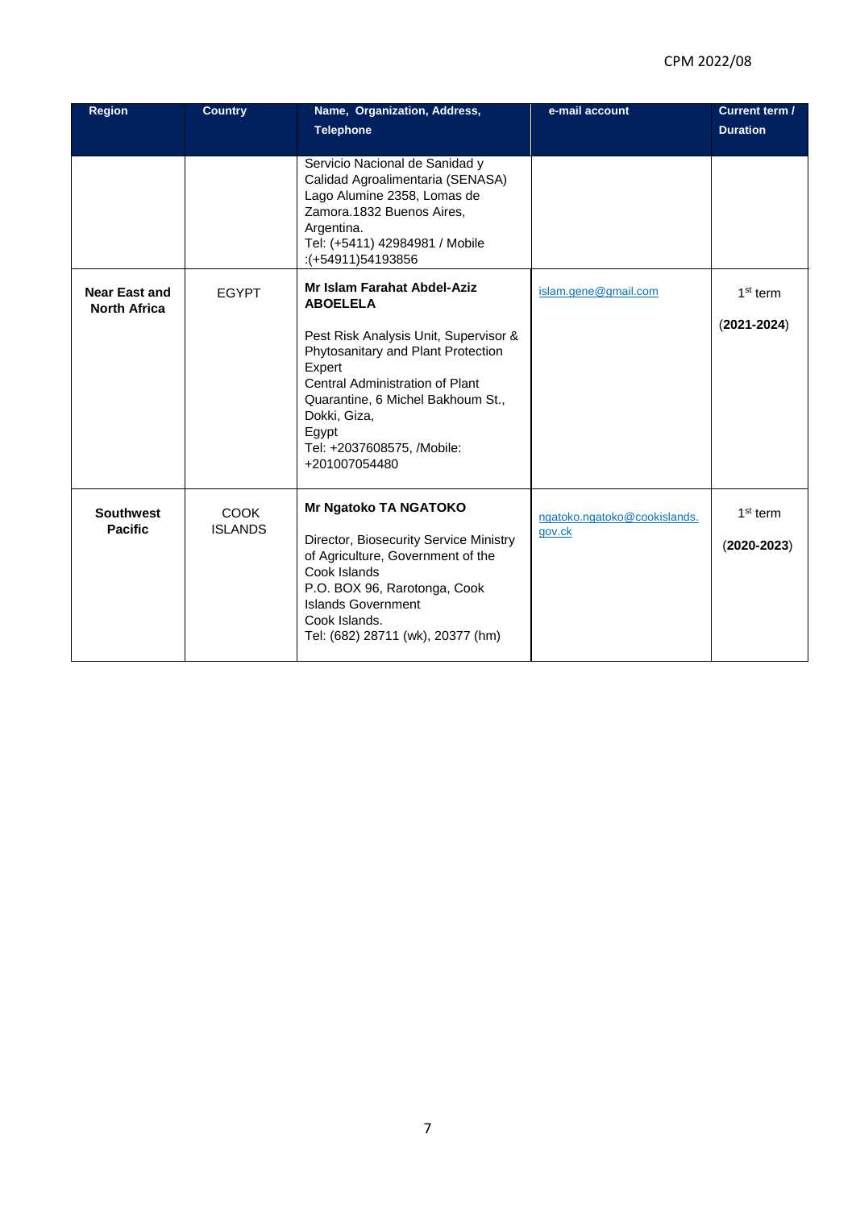| Region | Country | Name, Organization, Address, Telephone | e-mail account | Current term / Duration |
|---|---|---|---|---|
| | | Servicio Nacional de Sanidad y Calidad Agroalimentaria (SENASA) Lago Alumine 2358, Lomas de Zamora.1832 Buenos Aires, Argentina. Tel: (+5411) 42984981 / Mobile :(+54911)54193856 | | |
| **Near East and North Africa** | EGYPT | **Mr Islam Farahat Abdel-Aziz ABOELELA**<br><br>Pest Risk Analysis Unit, Supervisor & Phytosanitary and Plant Protection Expert<br>Central Administration of Plant Quarantine, 6 Michel Bakhoum St., Dokki, Giza, Egypt<br>Tel: +2037608575, /Mobile: +201007054480 | islam.gene@gmail.com | 1st term<br><br>(**2021-2024**) |
| **Southwest Pacific** | COOK ISLANDS | **Mr Ngatoko TA NGATOKO**<br><br>Director, Biosecurity Service Ministry of Agriculture, Government of the Cook Islands<br>P.O. BOX 96, Rarotonga, Cook Islands Government<br>Cook Islands.<br>Tel: (682) 28711 (wk), 20377 (hm) | ngatoko.ngatoko@cookislands.gov.ck | 1st term<br><br>(**2020-2023**) |